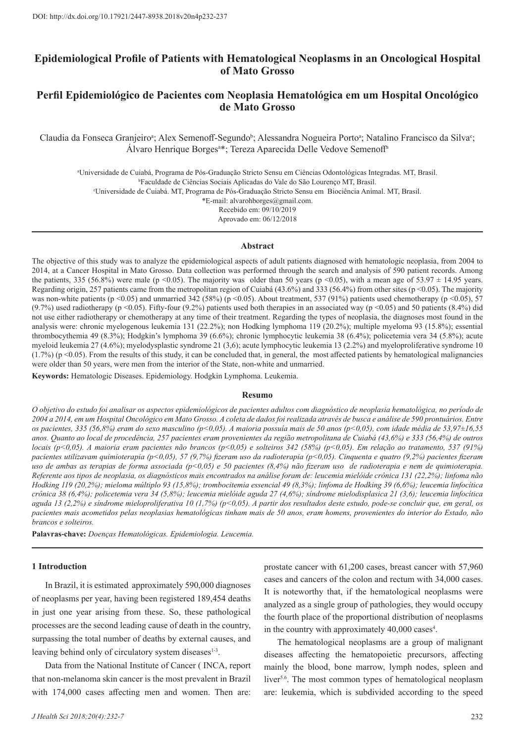DOI: http://dx.doi.org/10.17921/2447-8938.2018v20n4p232-237

# Epidemiological Profile of Patients with Hematological Neoplasms in an Oncological Hospital of Mato Grosso

# Perfil Epidemiológico de Pacientes com Neoplasia Hematológica em um Hospital Oncológico de Mato Grosso

Claudia da Fonseca Granjeiro[a]; Alex Semenoff-Segundo[b]; Alessandra Nogueira Porto[a]; Natalino Francisco da Silva[c]; Álvaro Henrique Borges[a]*; Tereza Aparecida Delle Vedove Semenoff[a]

[a]Universidade de Cuiabá, Programa de Pós-Graduação Stricto Sensu em Ciências Odontológicas Integradas. MT, Brasil.
[b]Faculdade de Ciências Sociais Aplicadas do Vale do São Lourenço MT, Brasil.
[c]Universidade de Cuiabá. MT, Programa de Pós-Graduação Stricto Sensu em Biociência Animal. MT, Brasil.
*E-mail: alvarohborges@gmail.com.
Recebido em: 09/10/2019
Aprovado em: 06/12/2018

## Abstract

The objective of this study was to analyze the epidemiological aspects of adult patients diagnosed with hematologic neoplasia, from 2004 to 2014, at a Cancer Hospital in Mato Grosso. Data collection was performed through the search and analysis of 590 patient records. Among the patients, 335 (56.8%) were male ($p < 0.05$). The majority was older than 50 years ($p < 0.05$), with a mean age of 53.97 ± 14.95 years. Regarding origin, 257 patients came from the metropolitan region of Cuiabá (43.6%) and 333 (56.4%) from other sites ($p < 0.05$). The majority was non-white patients ($p < 0.05$) and unmarried 342 (58%) ($p < 0.05$). About treatment, 537 (91%) patients used chemotherapy ($p < 0.05$), 57 (9.7%) used radiotherapy ($p < 0.05$). Fifty-four (9.2%) patients used both therapies in an associated way ($p < 0.05$) and 50 patients (8.4%) did not use either radiotherapy or chemotherapy at any time of their treatment. Regarding the types of neoplasia, the diagnoses most found in the analysis were: chronic myelogenous leukemia 131 (22.2%); non Hodking lymphoma 119 (20.2%); multiple myeloma 93 (15.8%); essential thrombocythemia 49 (8.3%); Hodgkin's lymphoma 39 (6.6%); chronic lymphocytic leukemia 38 (6.4%); policetemia vera 34 (5.8%); acute myeloid leukemia 27 (4.6%); myelodysplastic syndrome 21 (3,6); acute lymphocytic leukemia 13 (2.2%) and myeloproliferative syndrome 10 (1.7%) ($p < 0.05$). From the results of this study, it can be concluded that, in general, the most affected patients by hematological malignancies were older than 50 years, were men from the interior of the State, non-white and unmarried.

**Keywords:** Hematologic Diseases. Epidemiology. Hodgkin Lymphoma. Leukemia.

## Resumo

*O objetivo do estudo foi analisar os aspectos epidemiológicos de pacientes adultos com diagnóstico de neoplasia hematológica, no período de 2004 a 2014, em um Hospital Oncológico em Mato Grosso. A coleta de dados foi realizada através de busca e análise de 590 prontuários. Entre os pacientes, 335 (56,8%) eram do sexo masculino (p<0,05). A maioria possuía mais de 50 anos (p<0,05), com idade média de 53,97±16,55 anos. Quanto ao local de procedência, 257 pacientes eram provenientes da região metropolitana de Cuiabá (43,6%) e 333 (56,4%) de outros locais (p<0,05). A maioria eram pacientes não brancos (p<0,05) e solteiros 342 (58%) (p<0,05). Em relação ao tratamento, 537 (91%) pacientes utilizavam quimioterapia (p<0,05), 57 (9,7%) fizeram uso da radioterapia (p<0,05). Cinquenta e quatro (9,2%) pacientes fizeram uso de ambas as terapias de forma associada (p<0,05) e 50 pacientes (8,4%) não fizeram uso de radioterapia e nem de quimioterapia. Referente aos tipos de neoplasia, os diagnósticos mais encontrados na análise foram de: leucemia mielóide crônica 131 (22,2%); linfoma não Hodking 119 (20,2%); mieloma múltiplo 93 (15,8%); trombocitemia essencial 49 (8,3%); linfoma de Hodking 39 (6,6%); leucemia linfocítica crônica 38 (6,4%); policetemia vera 34 (5,8%); leucemia mielóide aguda 27 (4,6%); síndrome mielodisplasica 21 (3,6); leucemia linfocítica aguda 13 (2,2%) e síndrome mieloproliferativa 10 (1,7%) (p<0,05). A partir dos resultados deste estudo, pode-se concluir que, em geral, os pacientes mais acometidos pelas neoplasias hematológicas tinham mais de 50 anos, eram homens, provenientes do interior do Estado, não brancos e solteiros.*

**Palavras-chave:** *Doenças Hematológicas. Epidemiologia. Leucemia.*

## 1 Introduction

In Brazil, it is estimated approximately 590,000 diagnoses of neoplasms per year, having been registered 189,454 deaths in just one year arising from these. So, these pathological processes are the second leading cause of death in the country, surpassing the total number of deaths by external causes, and leaving behind only of circulatory system diseases[1-3].

Data from the National Institute of Cancer ( INCA, report that non-melanoma skin cancer is the most prevalent in Brazil with 174,000 cases affecting men and women. Then are: prostate cancer with 61,200 cases, breast cancer with 57,960 cases and cancers of the colon and rectum with 34,000 cases. It is noteworthy that, if the hematological neoplasms were analyzed as a single group of pathologies, they would occupy the fourth place of the proportional distribution of neoplasms in the country with approximately 40,000 cases[4].

The hematological neoplasms are a group of malignant diseases affecting the hematopoietic precursors, affecting mainly the blood, bone marrow, lymph nodes, spleen and liver[5,6]. The most common types of hematological neoplasm are: leukemia, which is subdivided according to the speed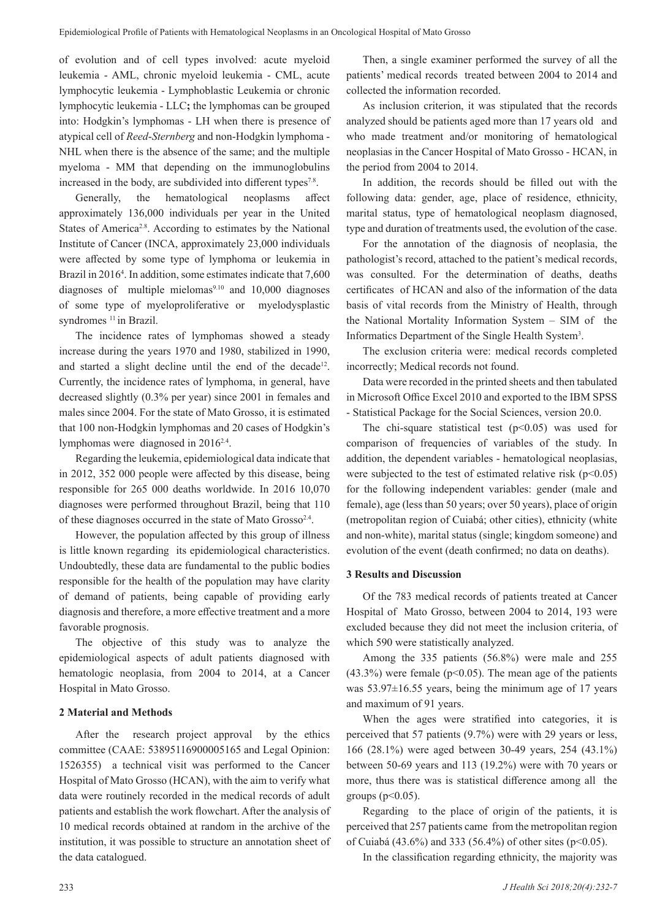of evolution and of cell types involved: acute myeloid leukemia - AML, chronic myeloid leukemia - CML, acute lymphocytic leukemia - Lymphoblastic Leukemia or chronic lymphocytic leukemia - LLC**;** the lymphomas can be grouped into: Hodgkin's lymphomas - LH when there is presence of atypical cell of *Reed-Sternberg* and non-Hodgkin lymphoma - NHL when there is the absence of the same; and the multiple myeloma - MM that depending on the immunoglobulins increased in the body, are subdivided into different types[7,8].

Generally, the hematological neoplasms affect approximately 136,000 individuals per year in the United States of America[2,8]. According to estimates by the National Institute of Cancer (INCA, approximately 23,000 individuals were affected by some type of lymphoma or leukemia in Brazil in 2016[4]. In addition, some estimates indicate that 7,600 diagnoses of multiple mielomas[9,10] and 10,000 diagnoses of some type of myeloproliferative or myelodysplastic syndromes [11] in Brazil.

The incidence rates of lymphomas showed a steady increase during the years 1970 and 1980, stabilized in 1990, and started a slight decline until the end of the decade[12]. Currently, the incidence rates of lymphoma, in general, have decreased slightly (0.3% per year) since 2001 in females and males since 2004. For the state of Mato Grosso, it is estimated that 100 non-Hodgkin lymphomas and 20 cases of Hodgkin's lymphomas were diagnosed in 2016[2,4].

Regarding the leukemia, epidemiological data indicate that in 2012, 352 000 people were affected by this disease, being responsible for 265 000 deaths worldwide. In 2016 10,070 diagnoses were performed throughout Brazil, being that 110 of these diagnoses occurred in the state of Mato Grosso[2,4].

However, the population affected by this group of illness is little known regarding its epidemiological characteristics. Undoubtedly, these data are fundamental to the public bodies responsible for the health of the population may have clarity of demand of patients, being capable of providing early diagnosis and therefore, a more effective treatment and a more favorable prognosis.

The objective of this study was to analyze the epidemiological aspects of adult patients diagnosed with hematologic neoplasia, from 2004 to 2014, at a Cancer Hospital in Mato Grosso.

## 2 Material and Methods

After the research project approval by the ethics committee (CAAE: 53895116900005165 and Legal Opinion: 1526355) a technical visit was performed to the Cancer Hospital of Mato Grosso (HCAN), with the aim to verify what data were routinely recorded in the medical records of adult patients and establish the work flowchart. After the analysis of 10 medical records obtained at random in the archive of the institution, it was possible to structure an annotation sheet of the data catalogued.

Then, a single examiner performed the survey of all the patients' medical records treated between 2004 to 2014 and collected the information recorded.

As inclusion criterion, it was stipulated that the records analyzed should be patients aged more than 17 years old and who made treatment and/or monitoring of hematological neoplasias in the Cancer Hospital of Mato Grosso - HCAN, in the period from 2004 to 2014.

In addition, the records should be filled out with the following data: gender, age, place of residence, ethnicity, marital status, type of hematological neoplasm diagnosed, type and duration of treatments used, the evolution of the case.

For the annotation of the diagnosis of neoplasia, the pathologist's record, attached to the patient's medical records, was consulted. For the determination of deaths, deaths certificates of HCAN and also of the information of the data basis of vital records from the Ministry of Health, through the National Mortality Information System – SIM of the Informatics Department of the Single Health System[3].

The exclusion criteria were: medical records completed incorrectly; Medical records not found.

Data were recorded in the printed sheets and then tabulated in Microsoft Office Excel 2010 and exported to the IBM SPSS - Statistical Package for the Social Sciences, version 20.0.

The chi-square statistical test ($p<0.05$) was used for comparison of frequencies of variables of the study. In addition, the dependent variables - hematological neoplasias, were subjected to the test of estimated relative risk ($p<0.05$) for the following independent variables: gender (male and female), age (less than 50 years; over 50 years), place of origin (metropolitan region of Cuiabá; other cities), ethnicity (white and non-white), marital status (single; kingdom someone) and evolution of the event (death confirmed; no data on deaths).

## 3 Results and Discussion

Of the 783 medical records of patients treated at Cancer Hospital of Mato Grosso, between 2004 to 2014, 193 were excluded because they did not meet the inclusion criteria, of which 590 were statistically analyzed.

Among the 335 patients (56.8%) were male and 255 (43.3%) were female ($p<0.05$). The mean age of the patients was 53.97±16.55 years, being the minimum age of 17 years and maximum of 91 years.

When the ages were stratified into categories, it is perceived that 57 patients (9.7%) were with 29 years or less, 166 (28.1%) were aged between 30-49 years, 254 (43.1%) between 50-69 years and 113 (19.2%) were with 70 years or more, thus there was is statistical difference among all the groups ($p<0.05$).

Regarding to the place of origin of the patients, it is perceived that 257 patients came from the metropolitan region of Cuiabá (43.6%) and 333 (56.4%) of other sites ($p<0.05$).

In the classification regarding ethnicity, the majority was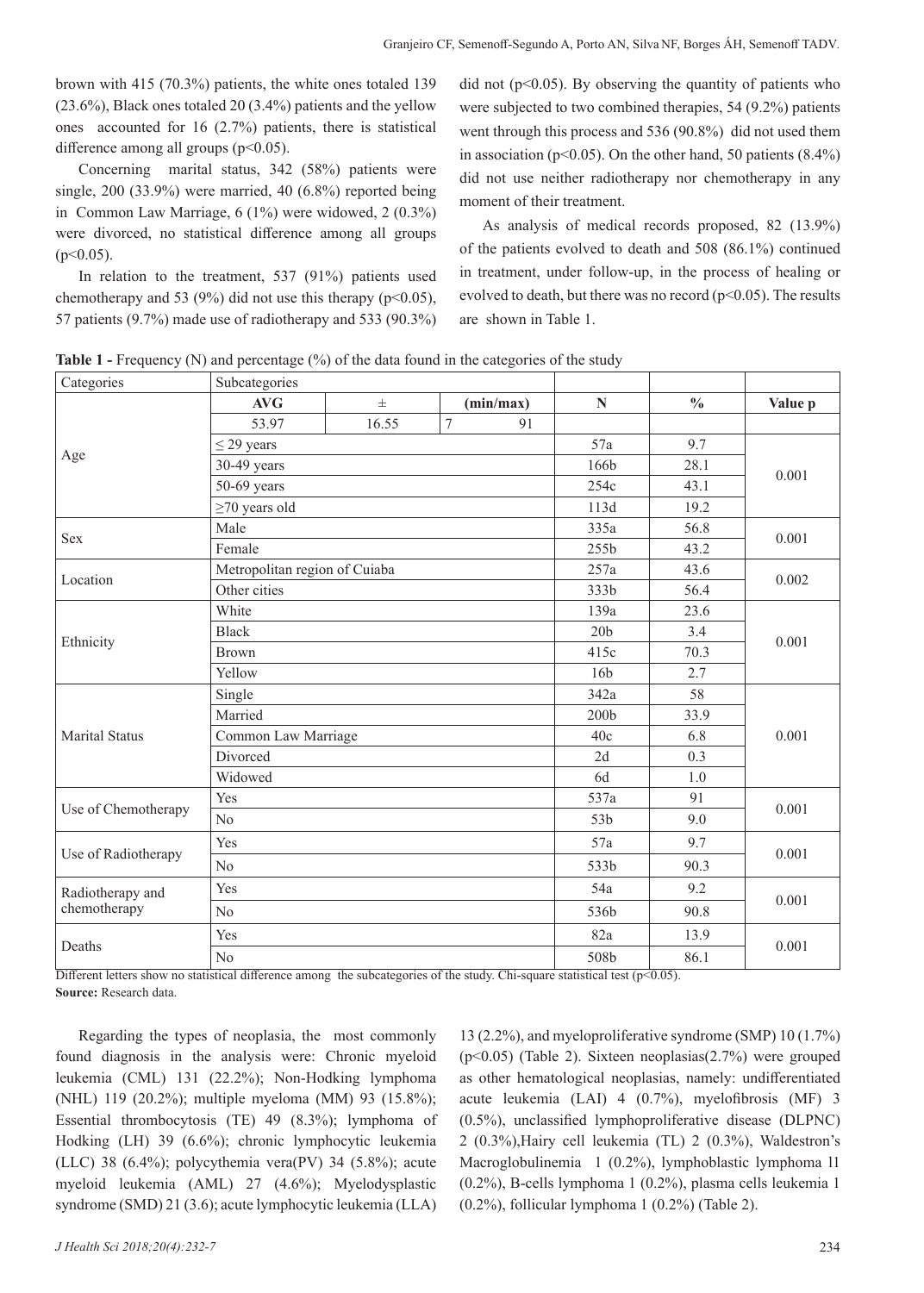brown with 415 (70.3%) patients, the white ones totaled 139 (23.6%), Black ones totaled 20 (3.4%) patients and the yellow ones accounted for 16 (2.7%) patients, there is statistical difference among all groups ($p<0.05$).

Concerning marital status, 342 (58%) patients were single, 200 (33.9%) were married, 40 (6.8%) reported being in Common Law Marriage, 6 (1%) were widowed, 2 (0.3%) were divorced, no statistical difference among all groups ($p<0.05$).

In relation to the treatment, 537 (91%) patients used chemotherapy and 53 (9%) did not use this therapy ($p<0.05$), 57 patients (9.7%) made use of radiotherapy and 533 (90.3%) did not ($p<0.05$). By observing the quantity of patients who were subjected to two combined therapies, 54 (9.2%) patients went through this process and 536 (90.8%) did not used them in association ($p<0.05$). On the other hand, 50 patients (8.4%) did not use neither radiotherapy nor chemotherapy in any moment of their treatment.

As analysis of medical records proposed, 82 (13.9%) of the patients evolved to death and 508 (86.1%) continued in treatment, under follow-up, in the process of healing or evolved to death, but there was no record ($p<0.05$). The results are shown in Table 1.

**Table 1 -** Frequency (N) and percentage (%) of the data found in the categories of the study

| Categories | Subcategories | | | | | |
|---|---|---|---|---|---|---|
| | **AVG** | ± | **(min/max)** | **N** | **%** | **Value p** |
| Age | 53.97 | 16.55 | 7 91 | | | |
| | ≤ 29 years | | | 57a | 9.7 | 0.001 |
| | 30-49 years | | | 166b | 28.1 | |
| | 50-69 years | | | 254c | 43.1 | |
| | ≥70 years old | | | 113d | 19.2 | |
| Sex | Male | | | 335a | 56.8 | 0.001 |
| | Female | | | 255b | 43.2 | |
| Location | Metropolitan region of Cuiaba | | | 257a | 43.6 | 0.002 |
| | Other cities | | | 333b | 56.4 | |
| Ethnicity | White | | | 139a | 23.6 | 0.001 |
| | Black | | | 20b | 3.4 | |
| | Brown | | | 415c | 70.3 | |
| | Yellow | | | 16b | 2.7 | |
| Marital Status | Single | | | 342a | 58 | 0.001 |
| | Married | | | 200b | 33.9 | |
| | Common Law Marriage | | | 40c | 6.8 | |
| | Divorced | | | 2d | 0.3 | |
| | Widowed | | | 6d | 1.0 | |
| Use of Chemotherapy | Yes | | | 537a | 91 | 0.001 |
| | No | | | 53b | 9.0 | |
| Use of Radiotherapy | Yes | | | 57a | 9.7 | 0.001 |
| | No | | | 533b | 90.3 | |
| Radiotherapy and chemotherapy | Yes | | | 54a | 9.2 | 0.001 |
| | No | | | 536b | 90.8 | |
| Deaths | Yes | | | 82a | 13.9 | 0.001 |
| | No | | | 508b | 86.1 | |

Different letters show no statistical difference among the subcategories of the study. Chi-square statistical test ($p<0.05$).
**Source:** Research data.

Regarding the types of neoplasia, the most commonly found diagnosis in the analysis were: Chronic myeloid leukemia (CML) 131 (22.2%); Non-Hodking lymphoma (NHL) 119 (20.2%); multiple myeloma (MM) 93 (15.8%); Essential thrombocytosis (TE) 49 (8.3%); lymphoma of Hodking (LH) 39 (6.6%); chronic lymphocytic leukemia (LLC) 38 (6.4%); polycythemia vera(PV) 34 (5.8%); acute myeloid leukemia (AML) 27 (4.6%); Myelodysplastic syndrome (SMD) 21 (3.6); acute lymphocytic leukemia (LLA) 13 (2.2%), and myeloproliferative syndrome (SMP) 10 (1.7%) ($p<0.05$) (Table 2). Sixteen neoplasias(2.7%) were grouped as other hematological neoplasias, namely: undifferentiated acute leukemia (LAI) 4 (0.7%), myelofibrosis (MF) 3 (0.5%), unclassified lymphoproliferative disease (DLPNC) 2 (0.3%),Hairy cell leukemia (TL) 2 (0.3%), Waldestron's Macroglobulinemia 1 (0.2%), lymphoblastic lymphoma 11 (0.2%), B-cells lymphoma 1 (0.2%), plasma cells leukemia 1 (0.2%), follicular lymphoma 1 (0.2%) (Table 2).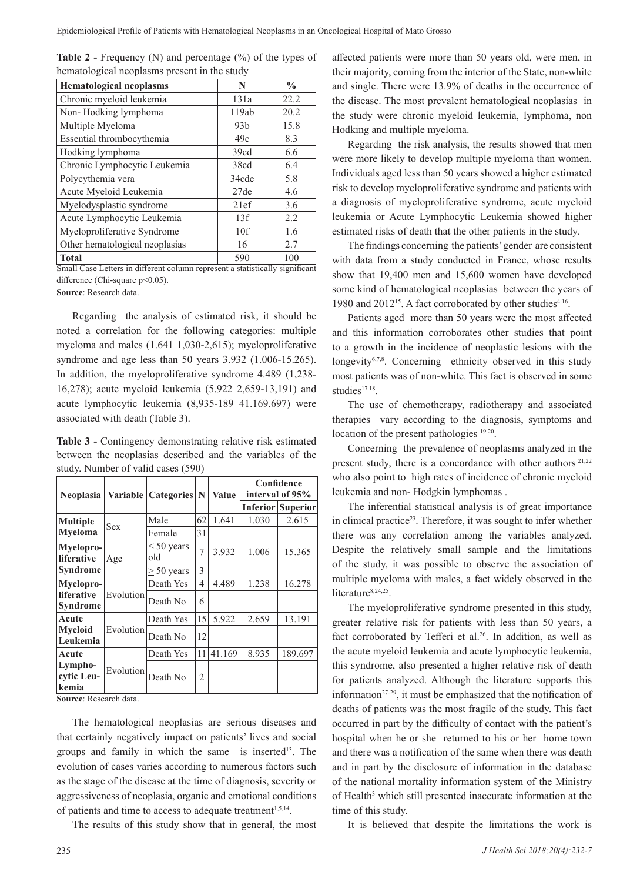**Table 2 -** Frequency (N) and percentage (%) of the types of hematological neoplasms present in the study

| Hematological neoplasms | N | % |
|---|---|---|
| Chronic myeloid leukemia | 131a | 22.2 |
| Non- Hodking lymphoma | 119ab | 20.2 |
| Multiple Myeloma | 93b | 15.8 |
| Essential thrombocythemia | 49c | 8.3 |
| Hodking lymphoma | 39cd | 6.6 |
| Chronic Lymphocytic Leukemia | 38cd | 6.4 |
| Polycythemia vera | 34cde | 5.8 |
| Acute Myeloid Leukemia | 27de | 4.6 |
| Myelodysplastic syndrome | 21ef | 3.6 |
| Acute Lymphocytic Leukemia | 13f | 2.2 |
| Myeloproliferative Syndrome | 10f | 1.6 |
| Other hematological neoplasias | 16 | 2.7 |
| **Total** | 590 | 100 |

Small Case Letters in different column represent a statistically significant difference (Chi-square $p<0.05$).

**Source**: Research data.

Regarding the analysis of estimated risk, it should be noted a correlation for the following categories: multiple myeloma and males (1.641 1,030-2,615); myeloproliferative syndrome and age less than 50 years 3.932 (1.006-15.265). In addition, the myeloproliferative syndrome 4.489 (1,238-16,278); acute myeloid leukemia (5.922 2,659-13,191) and acute lymphocytic leukemia (8,935-189 41.169.697) were associated with death (Table 3).

**Table 3 -** Contingency demonstrating relative risk estimated between the neoplasias described and the variables of the study. Number of valid cases (590)

| Neoplasia | Variable | Categories | N | Value | Confidence interval of 95% | |
|---|---|---|---|---|---|---|
| | | | | | **Inferior** | **Superior** |
| **Multiple Myeloma** | Sex | Male | 62 | 1.641 | 1.030 | 2.615 |
| | | Female | 31 | | | |
| **Myeloproliferative Syndrome** | Age | < 50 years old | 7 | 3.932 | 1.006 | 15.365 |
| | | $\geq$ 50 years | 3 | | | |
| **Myeloproliferative Syndrome** | Evolution | Death Yes | 4 | 4.489 | 1.238 | 16.278 |
| | | Death No | 6 | | | |
| **Acute Myeloid Leukemia** | Evolution | Death Yes | 15 | 5.922 | 2.659 | 13.191 |
| | | Death No | 12 | | | |
| **Acute Lymphocytic Leukemia** | Evolution | Death Yes | 11 | 41.169 | 8.935 | 189.697 |
| | | Death No | 2 | | | |

**Source**: Research data.

The hematological neoplasias are serious diseases and that certainly negatively impact on patients' lives and social groups and family in which the same is inserted[13]. The evolution of cases varies according to numerous factors such as the stage of the disease at the time of diagnosis, severity or aggressiveness of neoplasia, organic and emotional conditions of patients and time to access to adequate treatment[1,5,14].

The results of this study show that in general, the most affected patients were more than 50 years old, were men, in their majority, coming from the interior of the State, non-white and single. There were 13.9% of deaths in the occurrence of the disease. The most prevalent hematological neoplasias in the study were chronic myeloid leukemia, lymphoma, non Hodking and multiple myeloma.

Regarding the risk analysis, the results showed that men were more likely to develop multiple myeloma than women. Individuals aged less than 50 years showed a higher estimated risk to develop myeloproliferative syndrome and patients with a diagnosis of myeloproliferative syndrome, acute myeloid leukemia or Acute Lymphocytic Leukemia showed higher estimated risks of death that the other patients in the study.

The findings concerning the patients' gender are consistent with data from a study conducted in France, whose results show that 19,400 men and 15,600 women have developed some kind of hematological neoplasias between the years of 1980 and 2012[15]. A fact corroborated by other studies[4,16].

Patients aged more than 50 years were the most affected and this information corroborates other studies that point to a growth in the incidence of neoplastic lesions with the longevity[6,7,8]. Concerning ethnicity observed in this study most patients was of non-white. This fact is observed in some studies[17,18].

The use of chemotherapy, radiotherapy and associated therapies vary according to the diagnosis, symptoms and location of the present pathologies [19,20].

Concerning the prevalence of neoplasms analyzed in the present study, there is a concordance with other authors [21,22] who also point to high rates of incidence of chronic myeloid leukemia and non- Hodgkin lymphomas .

The inferential statistical analysis is of great importance in clinical practice[23]. Therefore, it was sought to infer whether there was any correlation among the variables analyzed. Despite the relatively small sample and the limitations of the study, it was possible to observe the association of multiple myeloma with males, a fact widely observed in the literature[8,24,25].

The myeloproliferative syndrome presented in this study, greater relative risk for patients with less than 50 years, a fact corroborated by Tefferi et al.[26]. In addition, as well as the acute myeloid leukemia and acute lymphocytic leukemia, this syndrome, also presented a higher relative risk of death for patients analyzed. Although the literature supports this information[27-29], it must be emphasized that the notification of deaths of patients was the most fragile of the study. This fact occurred in part by the difficulty of contact with the patient's hospital when he or she returned to his or her home town and there was a notification of the same when there was death and in part by the disclosure of information in the database of the national mortality information system of the Ministry of Health[3] which still presented inaccurate information at the time of this study.

It is believed that despite the limitations the work is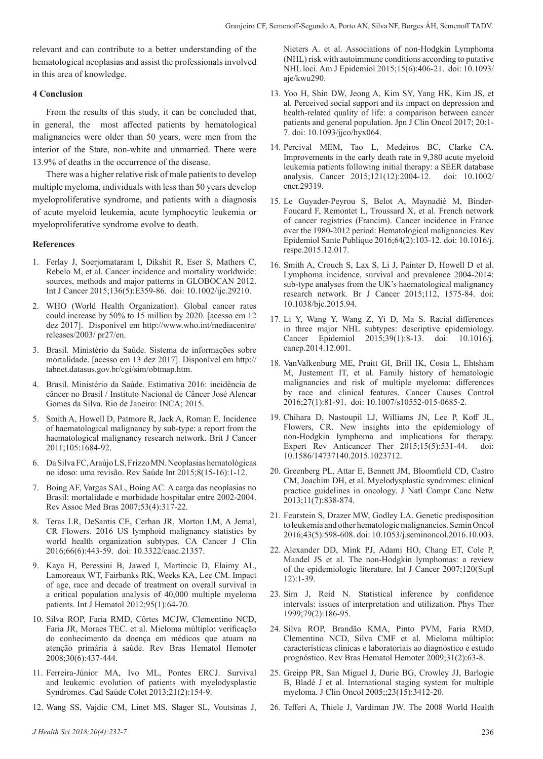relevant and can contribute to a better understanding of the hematological neoplasias and assist the professionals involved in this area of knowledge.

## 4 Conclusion

From the results of this study, it can be concluded that, in general, the most affected patients by hematological malignancies were older than 50 years, were men from the interior of the State, non-white and unmarried. There were 13.9% of deaths in the occurrence of the disease.

There was a higher relative risk of male patients to develop multiple myeloma, individuals with less than 50 years develop myeloproliferative syndrome, and patients with a diagnosis of acute myeloid leukemia, acute lymphocytic leukemia or myeloproliferative syndrome evolve to death.

## References

1. Ferlay J, Soerjomataram I, Dikshit R, Eser S, Mathers C, Rebelo M, et al. Cancer incidence and mortality worldwide: sources, methods and major patterns in GLOBOCAN 2012. Int J Cancer 2015;136(5):E359-86. doi: 10.1002/ijc.29210.
2. WHO (World Health Organization). Global cancer rates could increase by 50% to 15 million by 2020. [acesso em 12 dez 2017]. Disponível em http://www.who.int/mediacentre/releases/2003/ pr27/en.
3. Brasil. Ministério da Saúde. Sistema de informações sobre mortalidade. [acesso em 13 dez 2017]. Disponível em http://tabnet.datasus.gov.br/cgi/sim/obtmap.htm.
4. Brasil. Ministério da Saúde. Estimativa 2016: incidência de câncer no Brasil / Instituto Nacional de Câncer José Alencar Gomes da Silva. Rio de Janeiro: INCA; 2015.
5. Smith A, Howell D, Patmore R, Jack A, Roman E. Incidence of haematological malignancy by sub-type: a report from the haematological malignancy research network. Brit J Cancer 2011;105:1684-92.
6. Da Silva FC, Araújo LS, Frizzo MN. Neoplasias hematológicas no idoso: uma revisão. Rev Saúde Int 2015;8(15-16):1-12.
7. Boing AF, Vargas SAL, Boing AC. A carga das neoplasias no Brasil: mortalidade e morbidade hospitalar entre 2002-2004. Rev Assoc Med Bras 2007;53(4):317-22.
8. Teras LR, DeSantis CE, Cerhan JR, Morton LM, A Jemal, CR Flowers. 2016 US lymphoid malignancy statistics by world health organization subtypes. CA Cancer J Clin 2016;66(6):443-59. doi: 10.3322/caac.21357.
9. Kaya H, Peressini B, Jawed I, Martincic D, Elaimy AL, Lamoreaux WT, Fairbanks RK, Weeks KA, Lee CM. Impact of age, race and decade of treatment on overall survival in a critical population analysis of 40,000 multiple myeloma patients. Int J Hematol 2012;95(1):64-70.
10. Silva ROP, Faria RMD, Côrtes MCJW, Clementino NCD, Faria JR, Moraes TEC. et al. Mieloma múltiplo: verificação do conhecimento da doença em médicos que atuam na atenção primária à saúde. Rev Bras Hematol Hemoter 2008;30(6):437-444.
11. Ferreira-Júnior MA, Ivo ML, Pontes ERCJ. Survival and leukemic evolution of patients with myelodysplastic Syndromes. Cad Saúde Colet 2013;21(2):154-9.
12. Wang SS, Vajdic CM, Linet MS, Slager SL, Voutsinas J, Nieters A. et al. Associations of non-Hodgkin Lymphoma (NHL) risk with autoimmune conditions according to putative NHL loci. Am J Epidemiol 2015;15(6):406-21. doi: 10.1093/aje/kwu290.
13. Yoo H, Shin DW, Jeong A, Kim SY, Yang HK, Kim JS, et al. Perceived social support and its impact on depression and health-related quality of life: a comparison between cancer patients and general population. Jpn J Clin Oncol 2017; 20:1-7. doi: 10.1093/jjco/hyx064.
14. Percival MEM, Tao L, Medeiros BC, Clarke CA. Improvements in the early death rate in 9,380 acute myeloid leukemia patients following initial therapy: a SEER database analysis. Cancer 2015;121(12):2004-12. doi: 10.1002/cncr.29319.
15. Le Guyader-Peyrou S, Belot A, Maynadié M, Binder-Foucard F, Remontet L, Troussard X, et al. French network of cancer registries (Francim). Cancer incidence in France over the 1980-2012 period: Hematological malignancies. Rev Epidemiol Sante Publique 2016;64(2):103-12. doi: 10.1016/j.respe.2015.12.017.
16. Smith A, Crouch S, Lax S, Li J, Painter D, Howell D et al. Lymphoma incidence, survival and prevalence 2004-2014: sub-type analyses from the UK's haematological malignancy research network. Br J Cancer 2015;112, 1575-84. doi: 10.1038/bjc.2015.94.
17. Li Y, Wang Y, Wang Z, Yi D, Ma S. Racial differences in three major NHL subtypes: descriptive epidemiology. Cancer Epidemiol 2015;39(1):8-13. doi: 10.1016/j.canep.2014.12.001.
18. VanValkenburg ME, Pruitt GI, Brill IK, Costa L, Ehtsham M, Justement IT, et al. Family history of hematologic malignancies and risk of multiple myeloma: differences by race and clinical features. Cancer Causes Control 2016;27(1):81-91. doi: 10.1007/s10552-015-0685-2.
19. Chihara D, Nastoupil LJ, Williams JN, Lee P, Koff JL, Flowers, CR. New insights into the epidemiology of non-Hodgkin lymphoma and implications for therapy. Expert Rev Anticancer Ther 2015;15(5):531-44. doi: 10.1586/14737140.2015.1023712.
20. Greenberg PL, Attar E, Bennett JM, Bloomfield CD, Castro CM, Joachim DH, et al. Myelodysplastic syndromes: clinical practice guidelines in oncology. J Natl Compr Canc Netw 2013;11(7):838-874.
21. Feurstein S, Drazer MW, Godley LA. Genetic predisposition to leukemia and other hematologic malignancies. Semin Oncol 2016;43(5):598-608. doi: 10.1053/j.seminoncol.2016.10.003.
22. Alexander DD, Mink PJ, Adami HO, Chang ET, Cole P, Mandel JS et al. The non-Hodgkin lymphomas: a review of the epidemiologic literature. Int J Cancer 2007;120(Supl 12):1-39.
23. Sim J, Reid N. Statistical inference by confidence intervals: issues of interpretation and utilization. Phys Ther 1999;79(2):186-95.
24. Silva ROP, Brandão KMA, Pinto PVM, Faria RMD, Clementino NCD, Silva CMF et al. Mieloma múltiplo: características clínicas e laboratoriais ao diagnóstico e estudo prognóstico. Rev Bras Hematol Hemoter 2009;31(2):63-8.
25. Greipp PR, San Miguel J, Durie BG, Crowley JJ, Barlogie B, Bladé J et al. International staging system for multiple myeloma. J Clin Oncol 2005;;23(15):3412-20.
26. Tefferi A, Thiele J, Vardiman JW. The 2008 World Health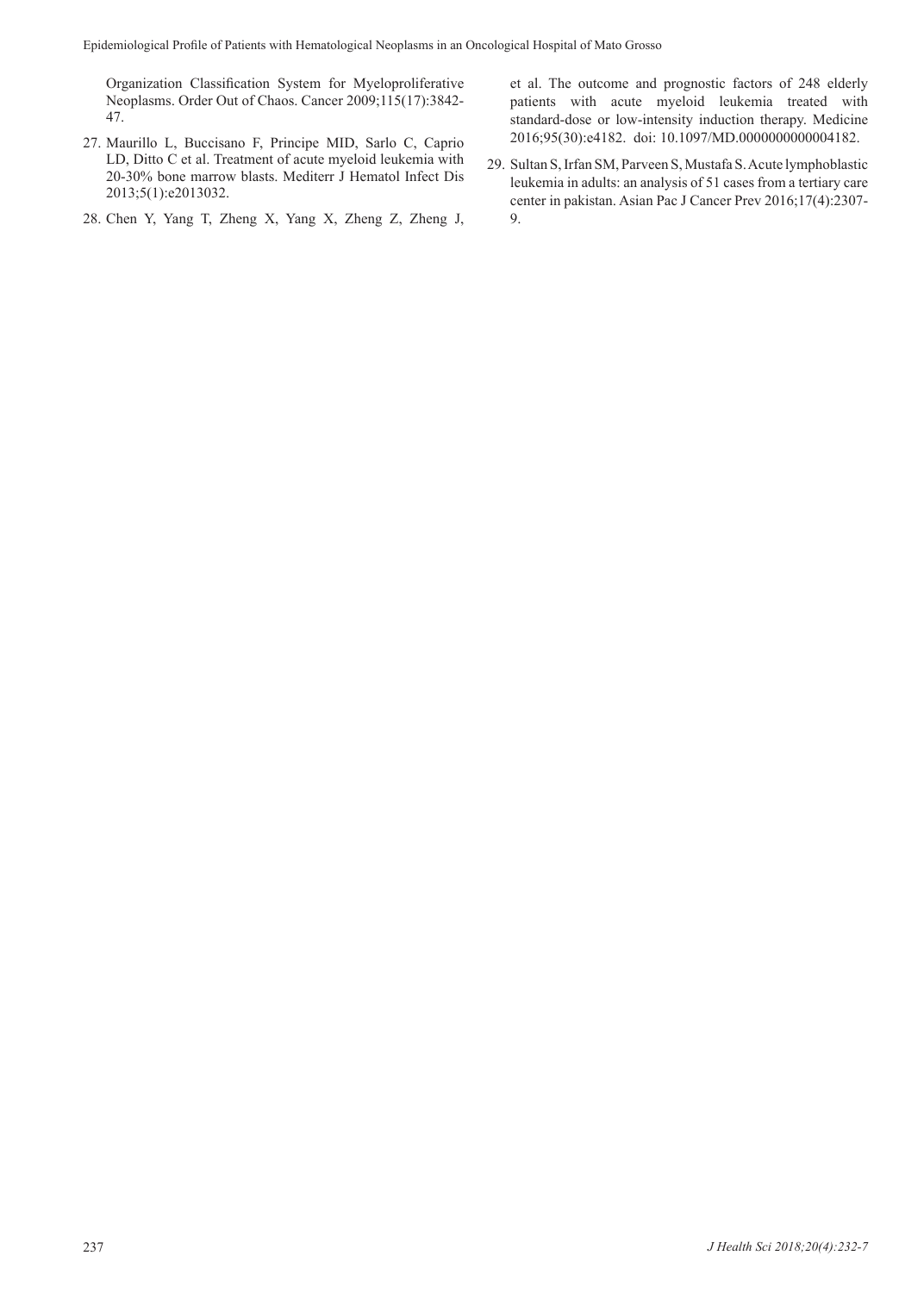Organization Classification System for Myeloproliferative Neoplasms. Order Out of Chaos. Cancer 2009;115(17):3842-47.

27. Maurillo L, Buccisano F, Principe MID, Sarlo C, Caprio LD, Ditto C et al. Treatment of acute myeloid leukemia with 20-30% bone marrow blasts. Mediterr J Hematol Infect Dis 2013;5(1):e2013032.

28. Chen Y, Yang T, Zheng X, Yang X, Zheng Z, Zheng J, et al. The outcome and prognostic factors of 248 elderly patients with acute myeloid leukemia treated with standard-dose or low-intensity induction therapy. Medicine 2016;95(30):e4182. doi: 10.1097/MD.0000000000004182.

29. Sultan S, Irfan SM, Parveen S, Mustafa S. Acute lymphoblastic leukemia in adults: an analysis of 51 cases from a tertiary care center in pakistan. Asian Pac J Cancer Prev 2016;17(4):2307-9.